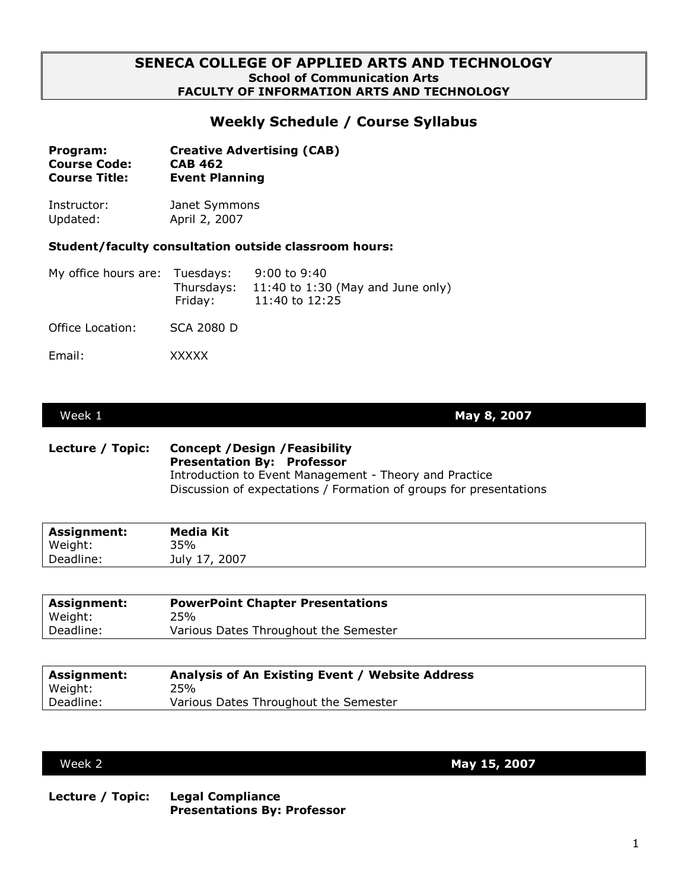# SENECA COLLEGE OF APPLIED ARTS AND TECHNOLOGY

**School of Communication Arts**
**FACULTY OF INFORMATION ARTS AND TECHNOLOGY**

## Weekly Schedule / Course Syllabus

**Program:** **Creative Advertising (CAB)**
**Course Code:** **CAB 462**
**Course Title:** **Event Planning**

Instructor: Janet Symmons
Updated: April 2, 2007

**Student/faculty consultation outside classroom hours:**

| My office hours are: | Tuesdays: | 9:00 to 9:40 |
| --- | --- | --- |
| | Thursdays: | 11:40 to 1:30 (May and June only) |
| | Friday: | 11:40 to 12:25 |

Office Location: SCA 2080 D

Email: XXXXX

### Week 1 — May 8, 2007

**Lecture / Topic:** **Concept /Design /Feasibility**
**Presentation By: Professor**
Introduction to Event Management - Theory and Practice
Discussion of expectations / Formation of groups for presentations

| **Assignment:** | **Media Kit** |
| --- | --- |
| Weight: | 35% |
| Deadline: | July 17, 2007 |

| **Assignment:** | **PowerPoint Chapter Presentations** |
| --- | --- |
| Weight: | 25% |
| Deadline: | Various Dates Throughout the Semester |

| **Assignment:** | **Analysis of An Existing Event / Website Address** |
| --- | --- |
| Weight: | 25% |
| Deadline: | Various Dates Throughout the Semester |

### Week 2 — May 15, 2007

**Lecture / Topic:** **Legal Compliance**
**Presentations By: Professor**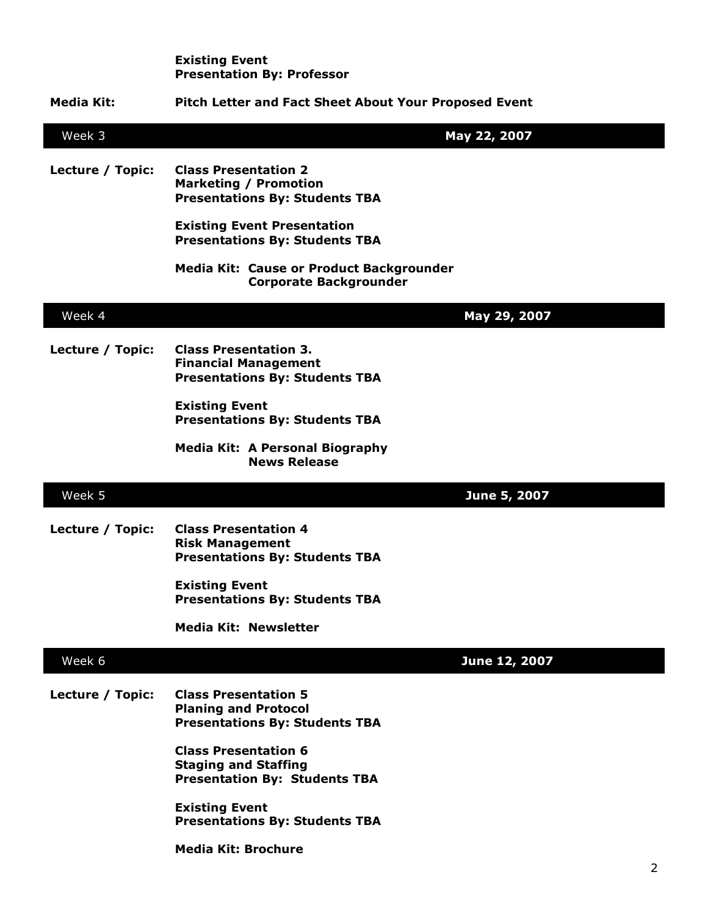**Existing Event**
**Presentation By: Professor**

**Media Kit:** **Pitch Letter and Fact Sheet About Your Proposed Event**

| Week 3 | **May 22, 2007** |
|---|---|

**Lecture / Topic:**

**Class Presentation 2**
**Marketing / Promotion**
**Presentations By: Students TBA**

**Existing Event Presentation**
**Presentations By: Students TBA**

**Media Kit: Cause or Product Backgrounder**
**Corporate Backgrounder**

| Week 4 | **May 29, 2007** |
|---|---|

**Lecture / Topic:**

**Class Presentation 3.**
**Financial Management**
**Presentations By: Students TBA**

**Existing Event**
**Presentations By: Students TBA**

**Media Kit: A Personal Biography**
**News Release**

| Week 5 | **June 5, 2007** |
|---|---|

**Lecture / Topic:**

**Class Presentation 4**
**Risk Management**
**Presentations By: Students TBA**

**Existing Event**
**Presentations By: Students TBA**

**Media Kit: Newsletter**

| Week 6 | **June 12, 2007** |
|---|---|

**Lecture / Topic:**

**Class Presentation 5**
**Planing and Protocol**
**Presentations By: Students TBA**

**Class Presentation 6**
**Staging and Staffing**
**Presentation By: Students TBA**

**Existing Event**
**Presentations By: Students TBA**

**Media Kit: Brochure**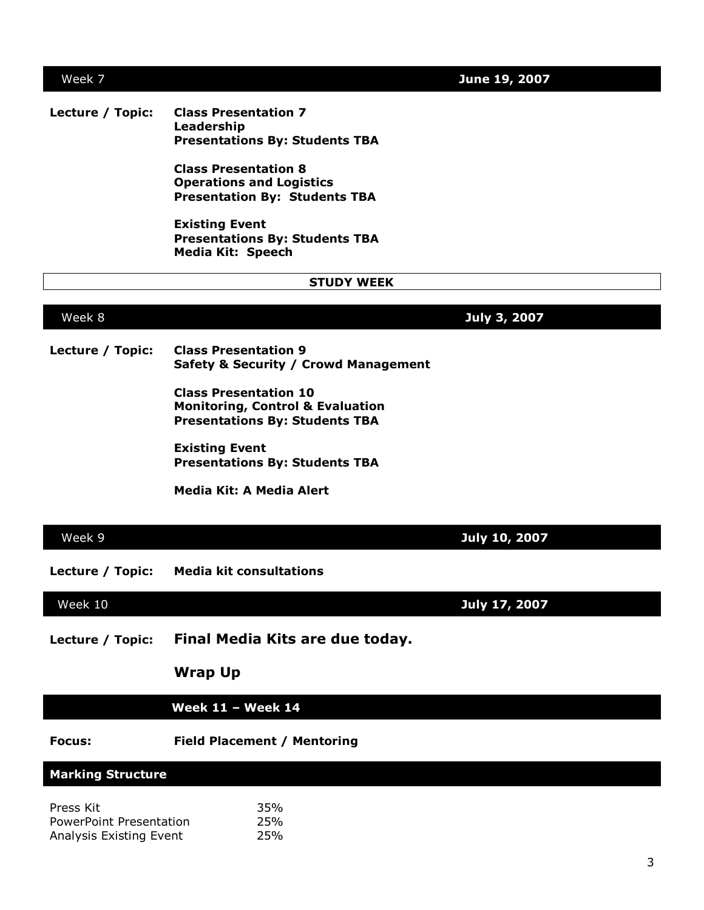## Week 7 — June 19, 2007

**Lecture / Topic:**

**Class Presentation 7**
**Leadership**
**Presentations By: Students TBA**

**Class Presentation 8**
**Operations and Logistics**
**Presentation By: Students TBA**

**Existing Event**
**Presentations By: Students TBA**
**Media Kit: Speech**

**STUDY WEEK**

## Week 8 — July 3, 2007

**Lecture / Topic:**

**Class Presentation 9**
**Safety & Security / Crowd Management**

**Class Presentation 10**
**Monitoring, Control & Evaluation**
**Presentations By: Students TBA**

**Existing Event**
**Presentations By: Students TBA**

**Media Kit: A Media Alert**

## Week 9 — July 10, 2007

**Lecture / Topic:** **Media kit consultations**

## Week 10 — July 17, 2007

**Lecture / Topic:** **Final Media Kits are due today.**

**Wrap Up**

## Week 11 – Week 14

**Focus:** **Field Placement / Mentoring**

## Marking Structure

| | |
|---|---|
| Press Kit | 35% |
| PowerPoint Presentation | 25% |
| Analysis Existing Event | 25% |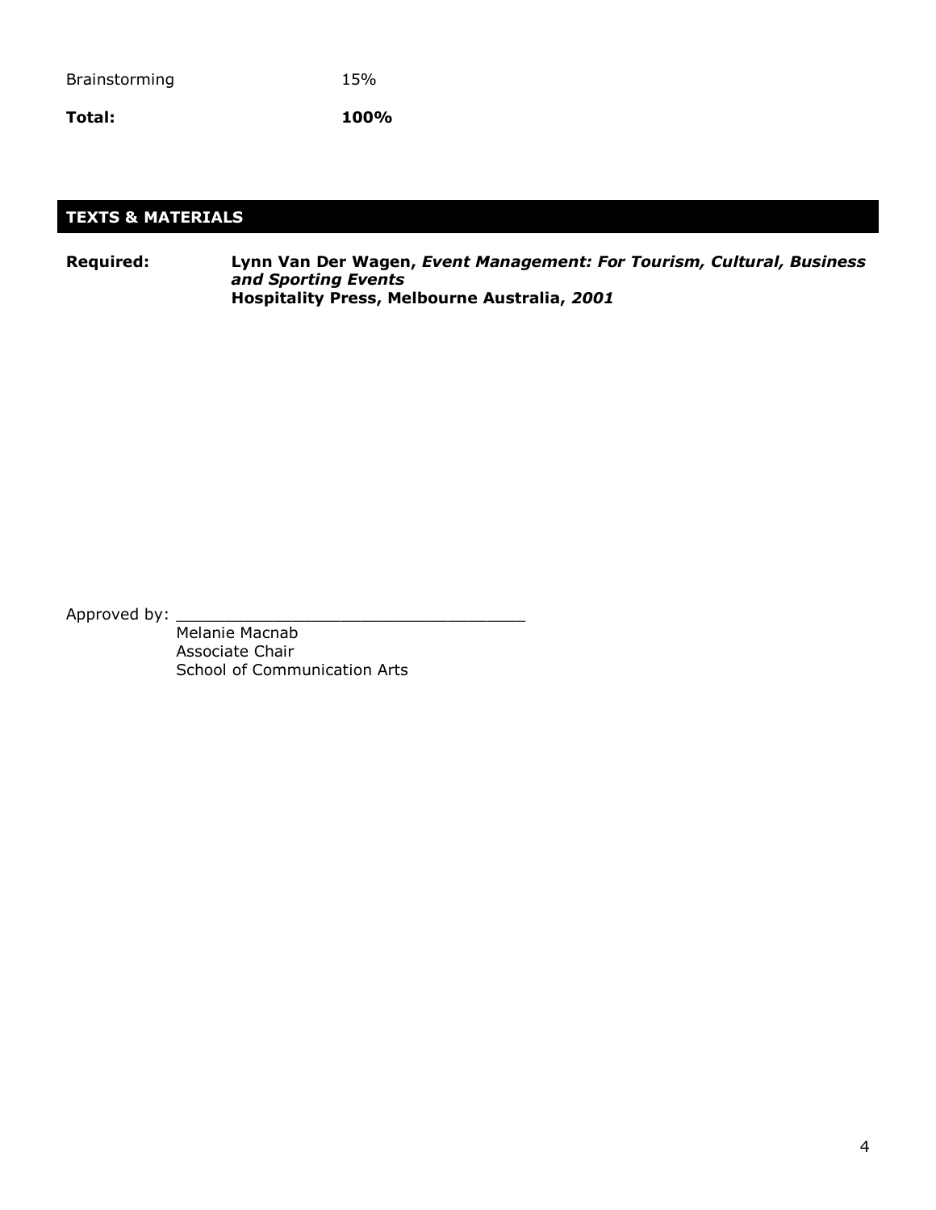| | |
|---|---|
| Brainstorming | 15% |
| **Total:** | **100%** |

## TEXTS & MATERIALS

**Required:** **Lynn Van Der Wagen, *Event Management: For Tourism, Cultural, Business and Sporting Events***
**Hospitality Press, Melbourne Australia, *2001***

Approved by: ___________________________________
Melanie Macnab
Associate Chair
School of Communication Arts